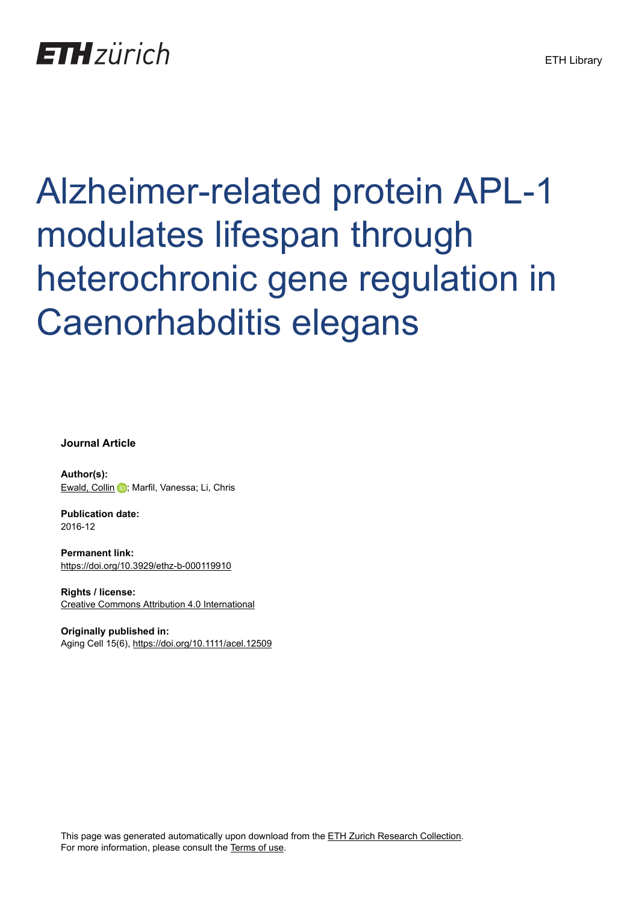ETH zürich

ETH Library

# Alzheimer-related protein APL-1 modulates lifespan through heterochronic gene regulation in Caenorhabditis elegans

**Journal Article**

**Author(s):**
Ewald, Collin; Marfil, Vanessa; Li, Chris

**Publication date:**
2016-12

**Permanent link:**
https://doi.org/10.3929/ethz-b-000119910

**Rights / license:**
Creative Commons Attribution 4.0 International

**Originally published in:**
Aging Cell 15(6), https://doi.org/10.1111/acel.12509

This page was generated automatically upon download from the ETH Zurich Research Collection.
For more information, please consult the Terms of use.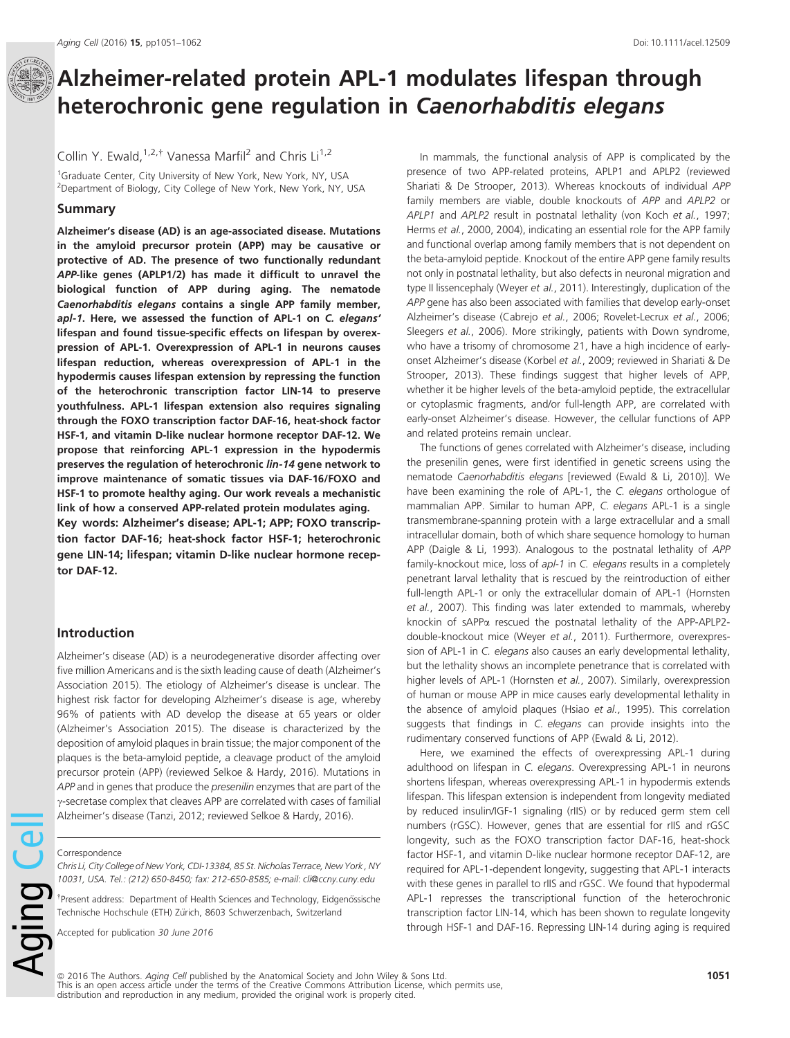# Alzheimer-related protein APL-1 modulates lifespan through heterochronic gene regulation in *Caenorhabditis elegans*

Collin Y. Ewald,[1,2,†] Vanessa Marfil[2] and Chris Li[1,2]

[1]Graduate Center, City University of New York, New York, NY, USA
[2]Department of Biology, City College of New York, New York, NY, USA

## Summary

**Alzheimer's disease (AD) is an age-associated disease. Mutations in the amyloid precursor protein (APP) may be causative or protective of AD. The presence of two functionally redundant *APP*-like genes (APLP1/2) has made it difficult to unravel the biological function of APP during aging. The nematode *Caenorhabditis elegans* contains a single APP family member, *apl-1*. Here, we assessed the function of APL-1 on *C. elegans'* lifespan and found tissue-specific effects on lifespan by overexpression of APL-1. Overexpression of APL-1 in neurons causes lifespan reduction, whereas overexpression of APL-1 in the hypodermis causes lifespan extension by repressing the function of the heterochronic transcription factor LIN-14 to preserve youthfulness. APL-1 lifespan extension also requires signaling through the FOXO transcription factor DAF-16, heat-shock factor HSF-1, and vitamin D-like nuclear hormone receptor DAF-12. We propose that reinforcing APL-1 expression in the hypodermis preserves the regulation of heterochronic *lin-14* gene network to improve maintenance of somatic tissues via DAF-16/FOXO and HSF-1 to promote healthy aging. Our work reveals a mechanistic link of how a conserved APP-related protein modulates aging.**

**Key words: Alzheimer's disease; APL-1; APP; FOXO transcription factor DAF-16; heat-shock factor HSF-1; heterochronic gene LIN-14; lifespan; vitamin D-like nuclear hormone receptor DAF-12.**

## Introduction

Alzheimer's disease (AD) is a neurodegenerative disorder affecting over five million Americans and is the sixth leading cause of death (Alzheimer's Association 2015). The etiology of Alzheimer's disease is unclear. The highest risk factor for developing Alzheimer's disease is age, whereby 96% of patients with AD develop the disease at 65 years or older (Alzheimer's Association 2015). The disease is characterized by the deposition of amyloid plaques in brain tissue; the major component of the plaques is the beta-amyloid peptide, a cleavage product of the amyloid precursor protein (APP) (reviewed Selkoe & Hardy, 2016). Mutations in *APP* and in genes that produce the *presenilin* enzymes that are part of the γ-secretase complex that cleaves APP are correlated with cases of familial Alzheimer's disease (Tanzi, 2012; reviewed Selkoe & Hardy, 2016).

In mammals, the functional analysis of APP is complicated by the presence of two APP-related proteins, APLP1 and APLP2 (reviewed Shariati & De Strooper, 2013). Whereas knockouts of individual *APP* family members are viable, double knockouts of *APP* and *APLP2* or *APLP1* and *APLP2* result in postnatal lethality (von Koch *et al.*, 1997; Herms *et al.*, 2000, 2004), indicating an essential role for the APP family and functional overlap among family members that is not dependent on the beta-amyloid peptide. Knockout of the entire APP gene family results not only in postnatal lethality, but also defects in neuronal migration and type II lissencephaly (Weyer *et al.*, 2011). Interestingly, duplication of the *APP* gene has also been associated with families that develop early-onset Alzheimer's disease (Cabrejo *et al.*, 2006; Rovelet-Lecrux *et al.*, 2006; Sleegers *et al.*, 2006). More strikingly, patients with Down syndrome, who have a trisomy of chromosome 21, have a high incidence of early-onset Alzheimer's disease (Korbel *et al.*, 2009; reviewed in Shariati & De Strooper, 2013). These findings suggest that higher levels of APP, whether it be higher levels of the beta-amyloid peptide, the extracellular or cytoplasmic fragments, and/or full-length APP, are correlated with early-onset Alzheimer's disease. However, the cellular functions of APP and related proteins remain unclear.

The functions of genes correlated with Alzheimer's disease, including the presenilin genes, were first identified in genetic screens using the nematode *Caenorhabditis elegans* [reviewed (Ewald & Li, 2010)]. We have been examining the role of APL-1, the *C. elegans* orthologue of mammalian APP. Similar to human APP, *C. elegans* APL-1 is a single transmembrane-spanning protein with a large extracellular and a small intracellular domain, both of which share sequence homology to human APP (Daigle & Li, 1993). Analogous to the postnatal lethality of *APP* family-knockout mice, loss of *apl-1* in *C. elegans* results in a completely penetrant larval lethality that is rescued by the reintroduction of either full-length APL-1 or only the extracellular domain of APL-1 (Hornsten *et al.*, 2007). This finding was later extended to mammals, whereby knockin of sAPPα rescued the postnatal lethality of the APP-APLP2-double-knockout mice (Weyer *et al.*, 2011). Furthermore, overexpression of APL-1 in *C. elegans* also causes an early developmental lethality, but the lethality shows an incomplete penetrance that is correlated with higher levels of APL-1 (Hornsten *et al.*, 2007). Similarly, overexpression of human or mouse APP in mice causes early developmental lethality in the absence of amyloid plaques (Hsiao *et al.*, 1995). This correlation suggests that findings in *C. elegans* can provide insights into the rudimentary conserved functions of APP (Ewald & Li, 2012).

Here, we examined the effects of overexpressing APL-1 during adulthood on lifespan in *C. elegans*. Overexpressing APL-1 in neurons shortens lifespan, whereas overexpressing APL-1 in hypodermis extends lifespan. This lifespan extension is independent from longevity mediated by reduced insulin/IGF-1 signaling (rIIS) or by reduced germ stem cell numbers (rGSC). However, genes that are essential for rIIS and rGSC longevity, such as the FOXO transcription factor DAF-16, heat-shock factor HSF-1, and vitamin D-like nuclear hormone receptor DAF-12, are required for APL-1-dependent longevity, suggesting that APL-1 interacts with these genes in parallel to rIIS and rGSC. We found that hypodermal APL-1 represses the transcriptional function of the heterochronic transcription factor LIN-14, which has been shown to regulate longevity through HSF-1 and DAF-16. Repressing LIN-14 during aging is required

Correspondence
Chris Li, City College of New York, CDI-13384, 85 St. Nicholas Terrace, New York, NY 10031, USA. Tel.: (212) 650-8450; fax: 212-650-8585; e-mail: cli@ccny.cuny.edu

†Present address: Department of Health Sciences and Technology, Eidgenössische Technische Hochschule (ETH) Zürich, 8603 Schwerzenbach, Switzerland

Accepted for publication 30 June 2016

© 2016 The Authors. *Aging Cell* published by the Anatomical Society and John Wiley & Sons Ltd. This is an open access article under the terms of the Creative Commons Attribution License, which permits use, distribution and reproduction in any medium, provided the original work is properly cited.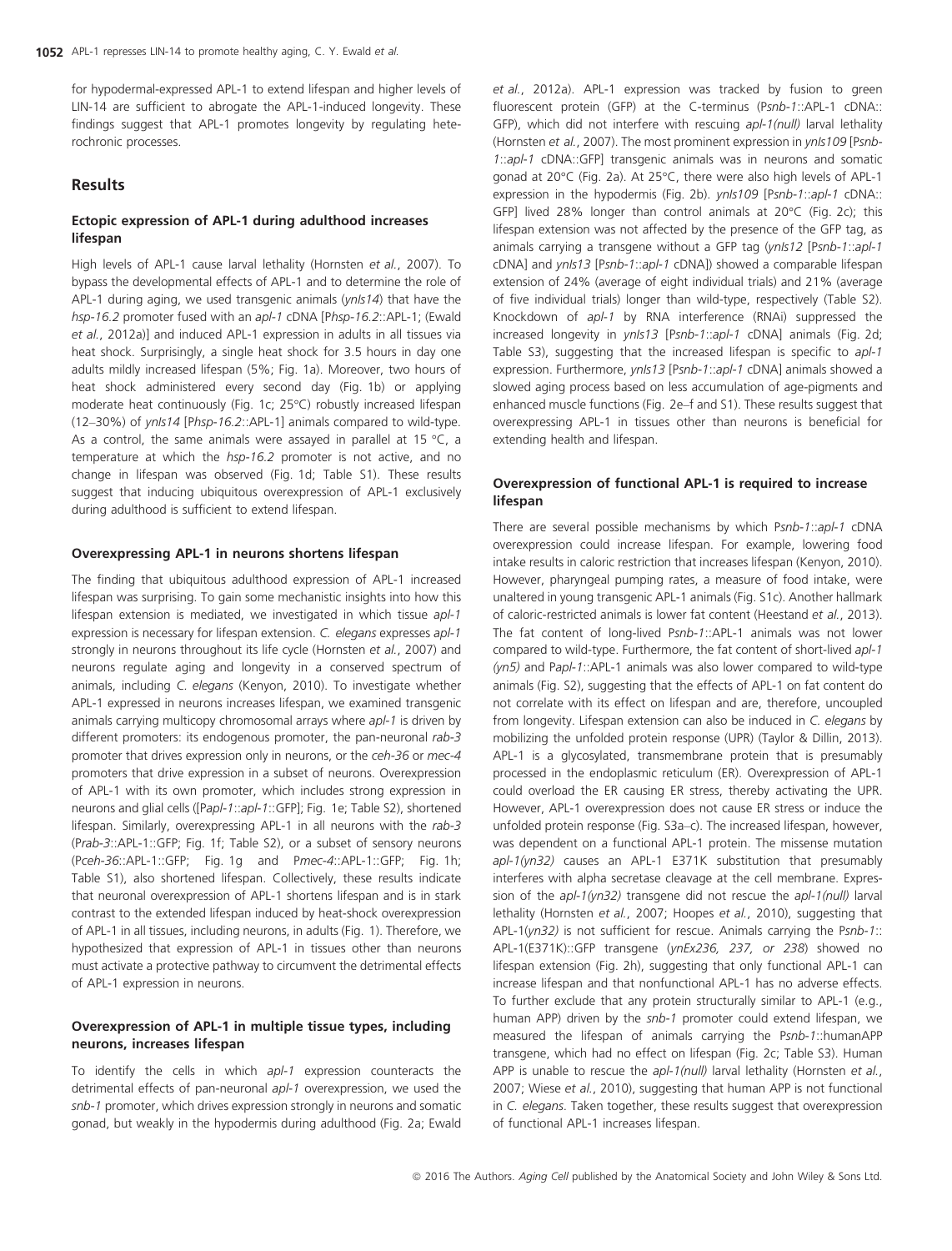for hypodermal-expressed APL-1 to extend lifespan and higher levels of LIN-14 are sufficient to abrogate the APL-1-induced longevity. These findings suggest that APL-1 promotes longevity by regulating heterochronic processes.

## Results

### Ectopic expression of APL-1 during adulthood increases lifespan

High levels of APL-1 cause larval lethality (Hornsten *et al.*, 2007). To bypass the developmental effects of APL-1 and to determine the role of APL-1 during aging, we used transgenic animals (*ynIs14*) that have the *hsp-16.2* promoter fused with an *apl-1* cDNA [P*hsp-16.2*::APL-1; (Ewald *et al.*, 2012a)] and induced APL-1 expression in adults in all tissues via heat shock. Surprisingly, a single heat shock for 3.5 hours in day one adults mildly increased lifespan (5%; Fig. 1a). Moreover, two hours of heat shock administered every second day (Fig. 1b) or applying moderate heat continuously (Fig. 1c; 25°C) robustly increased lifespan (12–30%) of *ynIs14* [P*hsp-16.2*::APL-1] animals compared to wild-type. As a control, the same animals were assayed in parallel at 15 °C, a temperature at which the *hsp-16.2* promoter is not active, and no change in lifespan was observed (Fig. 1d; Table S1). These results suggest that inducing ubiquitous overexpression of APL-1 exclusively during adulthood is sufficient to extend lifespan.

### Overexpressing APL-1 in neurons shortens lifespan

The finding that ubiquitous adulthood expression of APL-1 increased lifespan was surprising. To gain some mechanistic insights into how this lifespan extension is mediated, we investigated in which tissue *apl-1* expression is necessary for lifespan extension. *C. elegans* expresses *apl-1* strongly in neurons throughout its life cycle (Hornsten *et al.*, 2007) and neurons regulate aging and longevity in a conserved spectrum of animals, including *C. elegans* (Kenyon, 2010). To investigate whether APL-1 expressed in neurons increases lifespan, we examined transgenic animals carrying multicopy chromosomal arrays where *apl-1* is driven by different promoters: its endogenous promoter, the pan-neuronal *rab-3* promoter that drives expression only in neurons, or the *ceh-36* or *mec-4* promoters that drive expression in a subset of neurons. Overexpression of APL-1 with its own promoter, which includes strong expression in neurons and glial cells ([P*apl-1*::*apl-1*::GFP]; Fig. 1e; Table S2), shortened lifespan. Similarly, overexpressing APL-1 in all neurons with the *rab-3* (P*rab-3*::APL-1::GFP; Fig. 1f; Table S2), or a subset of sensory neurons (P*ceh-36*::APL-1::GFP; Fig. 1g and P*mec-4*::APL-1::GFP; Fig. 1h; Table S1), also shortened lifespan. Collectively, these results indicate that neuronal overexpression of APL-1 shortens lifespan and is in stark contrast to the extended lifespan induced by heat-shock overexpression of APL-1 in all tissues, including neurons, in adults (Fig. 1). Therefore, we hypothesized that expression of APL-1 in tissues other than neurons must activate a protective pathway to circumvent the detrimental effects of APL-1 expression in neurons.

### Overexpression of APL-1 in multiple tissue types, including neurons, increases lifespan

To identify the cells in which *apl-1* expression counteracts the detrimental effects of pan-neuronal *apl-1* overexpression, we used the *snb-1* promoter, which drives expression strongly in neurons and somatic gonad, but weakly in the hypodermis during adulthood (Fig. 2a; Ewald *et al.*, 2012a). APL-1 expression was tracked by fusion to green fluorescent protein (GFP) at the C-terminus (P*snb-1*::APL-1 cDNA::GFP), which did not interfere with rescuing *apl-1(null)* larval lethality (Hornsten *et al.*, 2007). The most prominent expression in *ynIs109* [P*snb-1*::*apl-1* cDNA::GFP] transgenic animals was in neurons and somatic gonad at 20°C (Fig. 2a). At 25°C, there were also high levels of APL-1 expression in the hypodermis (Fig. 2b). *ynIs109* [P*snb-1*::*apl-1* cDNA::GFP] lived 28% longer than control animals at 20°C (Fig. 2c); this lifespan extension was not affected by the presence of the GFP tag, as animals carrying a transgene without a GFP tag (*ynIs12* [P*snb-1*::*apl-1* cDNA] and *ynIs13* [P*snb-1*::*apl-1* cDNA]) showed a comparable lifespan extension of 24% (average of eight individual trials) and 21% (average of five individual trials) longer than wild-type, respectively (Table S2). Knockdown of *apl-1* by RNA interference (RNAi) suppressed the increased longevity in *ynIs13* [P*snb-1*::*apl-1* cDNA] animals (Fig. 2d; Table S3), suggesting that the increased lifespan is specific to *apl-1* expression. Furthermore, *ynIs13* [P*snb-1*::*apl-1* cDNA] animals showed a slowed aging process based on less accumulation of age-pigments and enhanced muscle functions (Fig. 2e–f and S1). These results suggest that overexpressing APL-1 in tissues other than neurons is beneficial for extending health and lifespan.

### Overexpression of functional APL-1 is required to increase lifespan

There are several possible mechanisms by which P*snb-1*::*apl-1* cDNA overexpression could increase lifespan. For example, lowering food intake results in caloric restriction that increases lifespan (Kenyon, 2010). However, pharyngeal pumping rates, a measure of food intake, were unaltered in young transgenic APL-1 animals (Fig. S1c). Another hallmark of caloric-restricted animals is lower fat content (Heestand *et al.*, 2013). The fat content of long-lived P*snb-1*::APL-1 animals was not lower compared to wild-type. Furthermore, the fat content of short-lived *apl-1 (yn5)* and P*apl-1*::APL-1 animals was also lower compared to wild-type animals (Fig. S2), suggesting that the effects of APL-1 on fat content do not correlate with its effect on lifespan and are, therefore, uncoupled from longevity. Lifespan extension can also be induced in *C. elegans* by mobilizing the unfolded protein response (UPR) (Taylor & Dillin, 2013). APL-1 is a glycosylated, transmembrane protein that is presumably processed in the endoplasmic reticulum (ER). Overexpression of APL-1 could overload the ER causing ER stress, thereby activating the UPR. However, APL-1 overexpression does not cause ER stress or induce the unfolded protein response (Fig. S3a–c). The increased lifespan, however, was dependent on a functional APL-1 protein. The missense mutation *apl-1(yn32)* causes an APL-1 E371K substitution that presumably interferes with alpha secretase cleavage at the cell membrane. Expression of the *apl-1(yn32)* transgene did not rescue the *apl-1(null)* larval lethality (Hornsten *et al.*, 2007; Hoopes *et al.*, 2010), suggesting that APL-1(*yn32*) is not sufficient for rescue. Animals carrying the P*snb-1*::APL-1(E371K)::GFP transgene (*ynEx236, 237, or 238*) showed no lifespan extension (Fig. 2h), suggesting that only functional APL-1 can increase lifespan and that nonfunctional APL-1 has no adverse effects. To further exclude that any protein structurally similar to APL-1 (e.g., human APP) driven by the *snb-1* promoter could extend lifespan, we measured the lifespan of animals carrying the P*snb-1*::humanAPP transgene, which had no effect on lifespan (Fig. 2c; Table S3). Human APP is unable to rescue the *apl-1(null)* larval lethality (Hornsten *et al.*, 2007; Wiese *et al.*, 2010), suggesting that human APP is not functional in *C. elegans*. Taken together, these results suggest that overexpression of functional APL-1 increases lifespan.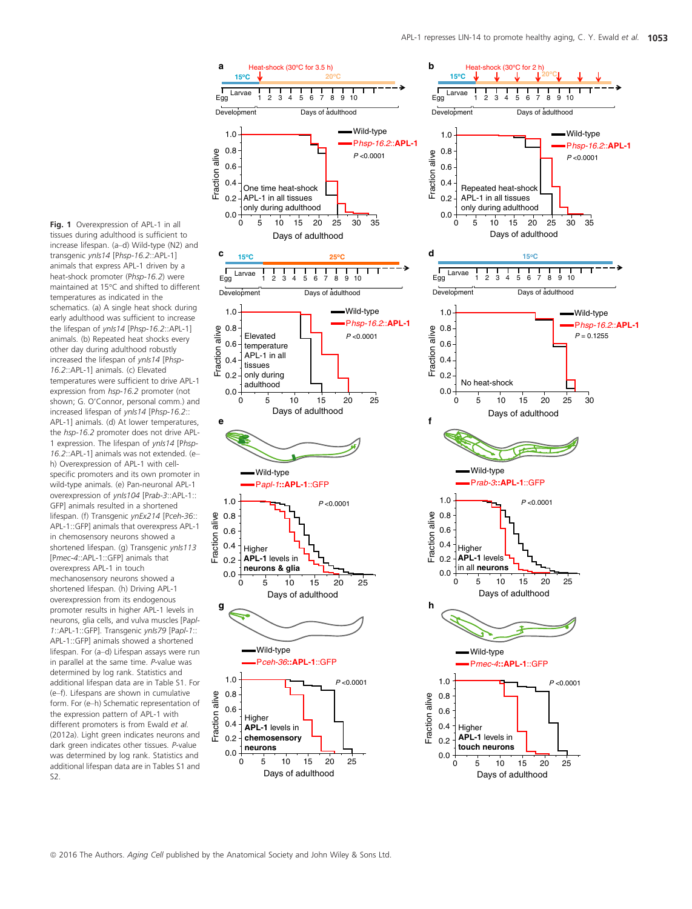**Fig. 1** Overexpression of APL-1 in all tissues during adulthood is sufficient to increase lifespan. (a–d) Wild-type (N2) and transgenic *ynIs14* [*Phsp-16.2*::APL-1] animals that express APL-1 driven by a heat-shock promoter (*Phsp-16.2*) were maintained at 15°C and shifted to different temperatures as indicated in the schematics. (a) A single heat shock during early adulthood was sufficient to increase the lifespan of *ynIs14* [*Phsp-16.2*::APL-1] animals. (b) Repeated heat shocks every other day during adulthood robustly increased the lifespan of *ynIs14* [*Phsp-16.2*::APL-1] animals. (c) Elevated temperatures were sufficient to drive APL-1 expression from *hsp-16.2* promoter (not shown; G. O'Connor, personal comm.) and increased lifespan of *ynIs14* [*Phsp-16.2*::APL-1] animals. (d) At lower temperatures, the *hsp-16.2* promoter does not drive APL-1 expression. The lifespan of *ynIs14* [*Phsp-16.2*::APL-1] animals was not extended. (e–h) Overexpression of APL-1 with cell-specific promoters and its own promoter in wild-type animals. (e) Pan-neuronal APL-1 overexpression of *ynIs104* [*Prab-3*::APL-1::GFP] animals resulted in a shortened lifespan. (f) Transgenic *ynEx214* [*Pceh-36*::APL-1::GFP] animals that overexpress APL-1 in chemosensory neurons showed a shortened lifespan. (g) Transgenic *ynIs113* [*Pmec-4*::APL-1::GFP] animals that overexpress APL-1 in touch mechanosensory neurons showed a shortened lifespan. (h) Driving APL-1 overexpression from its endogenous promoter results in higher APL-1 levels in neurons, glia cells, and vulva muscles [*Papl-1*::APL-1::GFP]. Transgenic *ynIs79* [*Papl-1*::APL-1::GFP] animals showed a shortened lifespan. For (a–d) Lifespan assays were run in parallel at the same time. *P*-value was determined by log rank. Statistics and additional lifespan data are in Table S1. For (e–f). Lifespans are shown in cumulative form. For (e–h) Schematic representation of the expression pattern of APL-1 with different promoters is from Ewald *et al.* (2012a). Light green indicates neurons and dark green indicates other tissues. *P*-value was determined by log rank. Statistics and additional lifespan data are in Tables S1 and S2.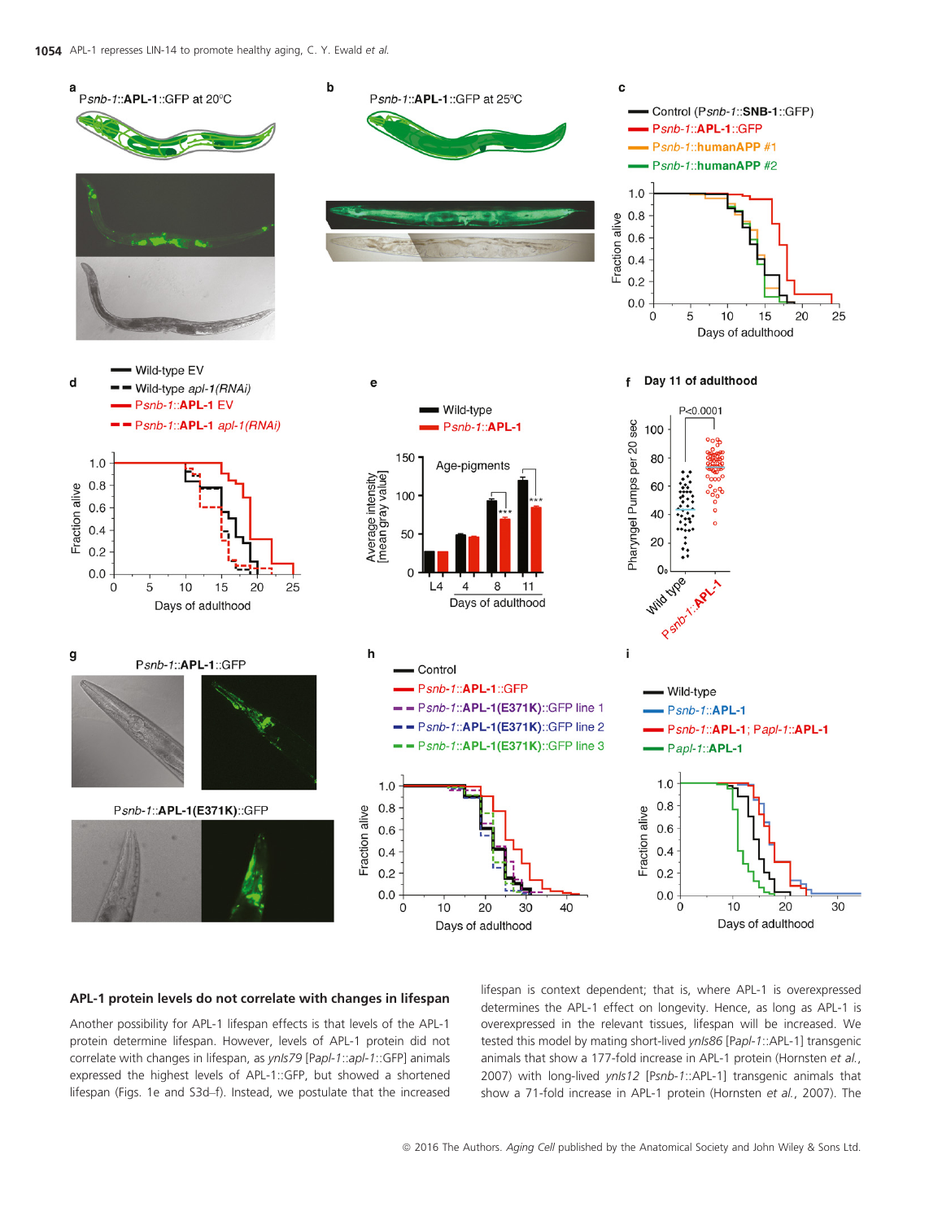## APL-1 protein levels do not correlate with changes in lifespan

Another possibility for APL-1 lifespan effects is that levels of the APL-1 protein determine lifespan. However, levels of APL-1 protein did not correlate with changes in lifespan, as *ynIs79* [P*apl-1*::*apl-1*::GFP] animals expressed the highest levels of APL-1::GFP, but showed a shortened lifespan (Figs. 1e and S3d–f). Instead, we postulate that the increased lifespan is context dependent; that is, where APL-1 is overexpressed determines the APL-1 effect on longevity. Hence, as long as APL-1 is overexpressed in the relevant tissues, lifespan will be increased. We tested this model by mating short-lived *ynIs86* [P*apl-1*::APL-1] transgenic animals that show a 177-fold increase in APL-1 protein (Hornsten *et al.*, 2007) with long-lived *ynIs12* [P*snb-1*::APL-1] transgenic animals that show a 71-fold increase in APL-1 protein (Hornsten *et al.*, 2007). The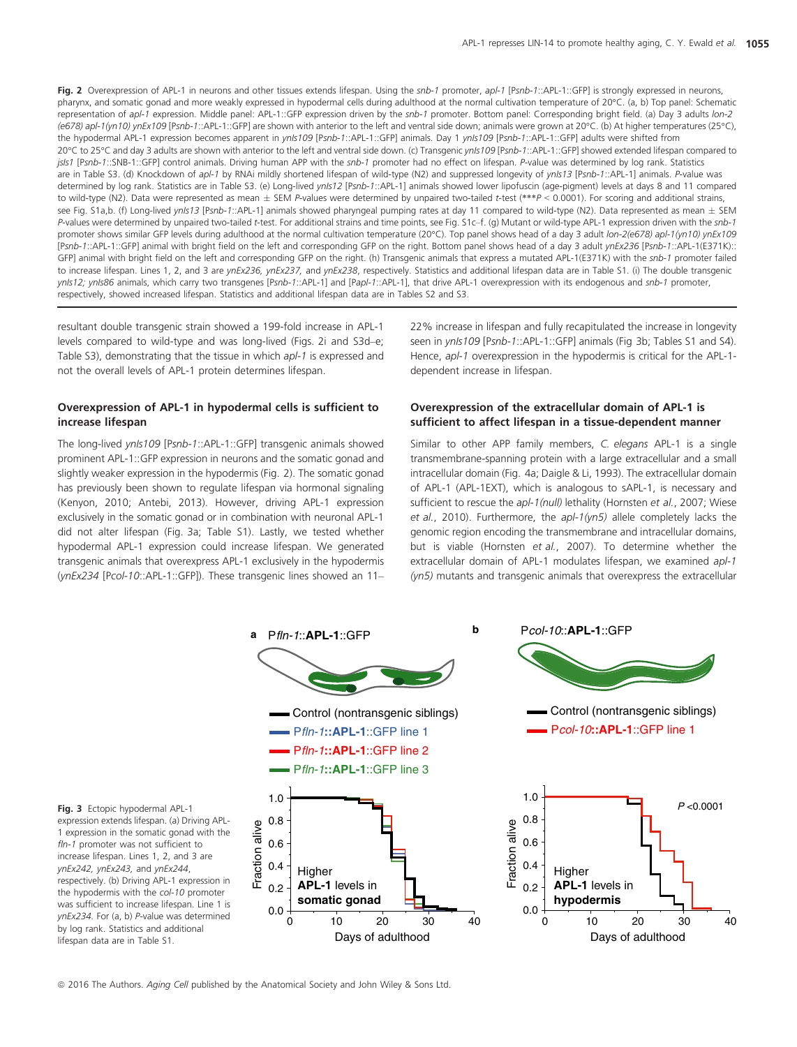**Fig. 2** Overexpression of APL-1 in neurons and other tissues extends lifespan. Using the *snb-1* promoter, *apl-1* [P*snb-1*::APL-1::GFP] is strongly expressed in neurons, pharynx, and somatic gonad and more weakly expressed in hypodermal cells during adulthood at the normal cultivation temperature of 20°C. (a, b) Top panel: Schematic representation of *apl-1* expression. Middle panel: APL-1::GFP expression driven by the *snb-1* promoter. Bottom panel: Corresponding bright field. (a) Day 3 adults *lon-2 (e678) apl-1(yn10) ynEx109* [P*snb-1*::APL-1::GFP] are shown with anterior to the left and ventral side down; animals were grown at 20°C. (b) At higher temperatures (25°C), the hypodermal APL-1 expression becomes apparent in *ynIs109* [P*snb-1*::APL-1::GFP] animals. Day 1 *ynIs109* [P*snb-1*::APL-1::GFP] adults were shifted from 20°C to 25°C and day 3 adults are shown with anterior to the left and ventral side down. (c) Transgenic *ynIs109* [P*snb-1*::APL-1::GFP] showed extended lifespan compared to *jsIs1* [P*snb-1*::SNB-1::GFP] control animals. Driving human APP with the *snb-1* promoter had no effect on lifespan. *P*-value was determined by log rank. Statistics are in Table S3. (d) Knockdown of *apl-1* by RNAi mildly shortened lifespan of wild-type (N2) and suppressed longevity of *ynIs13* [P*snb-1*::APL-1] animals. *P*-value was determined by log rank. Statistics are in Table S3. (e) Long-lived *ynIs12* [P*snb-1*::APL-1] animals showed lower lipofuscin (age-pigment) levels at days 8 and 11 compared to wild-type (N2). Data were represented as mean ± SEM *P*-values were determined by unpaired two-tailed *t*-test (***$P < 0.0001$). For scoring and additional strains, see Fig. S1a,b. (f) Long-lived *ynIs13* [P*snb-1*::APL-1] animals showed pharyngeal pumping rates at day 11 compared to wild-type (N2). Data represented as mean ± SEM *P*-values were determined by unpaired two-tailed *t*-test. For additional strains and time points, see Fig. S1c–f. (g) Mutant or wild-type APL-1 expression driven with the *snb-1* promoter shows similar GFP levels during adulthood at the normal cultivation temperature (20°C). Top panel shows head of a day 3 adult *lon-2(e678) apl-1(yn10) ynEx109* [P*snb-1*::APL-1::GFP] animal with bright field on the left and corresponding GFP on the right. Bottom panel shows head of a day 3 adult *ynEx236* [P*snb-1*::APL-1(E371K):: GFP] animal with bright field on the left and corresponding GFP on the right. (h) Transgenic animals that express a mutated APL-1(E371K) with the *snb-1* promoter failed to increase lifespan. Lines 1, 2, and 3 are *ynEx236, ynEx237,* and *ynEx238*, respectively. Statistics and additional lifespan data are in Table S1. (i) The double transgenic *ynIs12; ynIs86* animals, which carry two transgenes [P*snb-1*::APL-1] and [P*apl-1*::APL-1], that drive APL-1 overexpression with its endogenous and *snb-1* promoter, respectively, showed increased lifespan. Statistics and additional lifespan data are in Tables S2 and S3.

resultant double transgenic strain showed a 199-fold increase in APL-1 levels compared to wild-type and was long-lived (Figs. 2i and S3d–e; Table S3), demonstrating that the tissue in which *apl-1* is expressed and not the overall levels of APL-1 protein determines lifespan.

### Overexpression of APL-1 in hypodermal cells is sufficient to increase lifespan

The long-lived *ynIs109* [P*snb-1*::APL-1::GFP] transgenic animals showed prominent APL-1::GFP expression in neurons and the somatic gonad and slightly weaker expression in the hypodermis (Fig. 2). The somatic gonad has previously been shown to regulate lifespan via hormonal signaling (Kenyon, 2010; Antebi, 2013). However, driving APL-1 expression exclusively in the somatic gonad or in combination with neuronal APL-1 did not alter lifespan (Fig. 3a; Table S1). Lastly, we tested whether hypodermal APL-1 expression could increase lifespan. We generated transgenic animals that overexpress APL-1 exclusively in the hypodermis (*ynEx234* [P*col-10*::APL-1::GFP]). These transgenic lines showed an 11–22% increase in lifespan and fully recapitulated the increase in longevity seen in *ynIs109* [P*snb-1*::APL-1::GFP] animals (Fig 3b; Tables S1 and S4). Hence, *apl-1* overexpression in the hypodermis is critical for the APL-1-dependent increase in lifespan.

### Overexpression of the extracellular domain of APL-1 is sufficient to affect lifespan in a tissue-dependent manner

Similar to other APP family members, *C. elegans* APL-1 is a single transmembrane-spanning protein with a large extracellular and a small intracellular domain (Fig. 4a; Daigle & Li, 1993). The extracellular domain of APL-1 (APL-1EXT), which is analogous to sAPL-1, is necessary and sufficient to rescue the *apl-1(null)* lethality (Hornsten *et al.*, 2007; Wiese *et al.*, 2010). Furthermore, the *apl-1(yn5)* allele completely lacks the genomic region encoding the transmembrane and intracellular domains, but is viable (Hornsten *et al.*, 2007). To determine whether the extracellular domain of APL-1 modulates lifespan, we examined *apl-1 (yn5)* mutants and transgenic animals that overexpress the extracellular

**Fig. 3** Ectopic hypodermal APL-1 expression extends lifespan. (a) Driving APL-1 expression in the somatic gonad with the *fln-1* promoter was not sufficient to increase lifespan. Lines 1, 2, and 3 are *ynEx242, ynEx243,* and *ynEx244*, respectively. (b) Driving APL-1 expression in the hypodermis with the *col-10* promoter was sufficient to increase lifespan. Line 1 is *ynEx234*. For (a, b) *P*-value was determined by log rank. Statistics and additional lifespan data are in Table S1.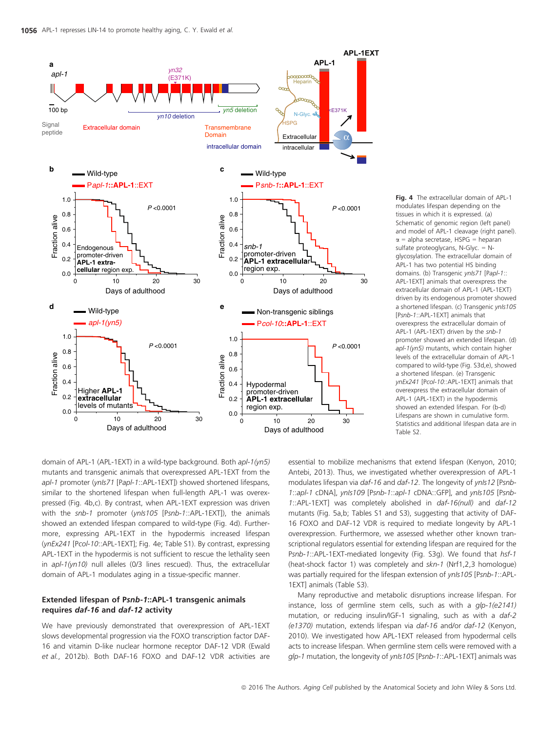**Fig. 4** The extracellular domain of APL-1 modulates lifespan depending on the tissues in which it is expressed. (a) Schematic of genomic region (left panel) and model of APL-1 cleavage (right panel). α = alpha secretase, HSPG = heparan sulfate proteoglycans, N-Glyc. = N-glycosylation. The extracellular domain of APL-1 has two potential HS binding domains. (b) Transgenic *ynIs71* [*Papl-1*::APL-1EXT] animals that overexpress the extracellular domain of APL-1 driven by its endogenous promoter showed a shortened lifespan. (c) Transgenic *ynIs105* [*Psnb-1*::APL-1EXT] animals that overexpress the extracellular domain of APL-1 (APL-1EXT) driven by the *snb-1* promoter showed an extended lifespan. (d) *apl-1(yn5)* mutants, which contain higher levels of the extracellular domain of APL-1 compared to wild-type (Fig. S3d,e), showed a shortened lifespan. (e) Transgenic *ynEx241* [*Pcol-10*::APL-1EXT] animals that overexpress the extracellular domain of APL-1 (APL-1EXT) in the hypodermis showed an extended lifespan. For (b-d) Lifespans are shown in cumulative form. Statistics and additional lifespan data are in Table S2.

domain of APL-1 (APL-1EXT) in a wild-type background. Both *apl-1(yn5)* mutants and transgenic animals that overexpressed APL-1EXT from the *apl-1* promoter (*ynIs71* [*Papl-1*::APL-1EXT]) showed shortened lifespans, similar to the shortened lifespan when full-length APL-1 was overexpressed (Fig. 4b,c). By contrast, when APL-1EXT expression was driven with the *snb-1* promoter (*ynIs105* [*Psnb-1*::APL-1EXT]), the animals showed an extended lifespan compared to wild-type (Fig. 4d). Furthermore, expressing APL-1EXT in the hypodermis increased lifespan (*ynEx241* [*Pcol-10*::APL-1EXT]; Fig. 4e; Table S1). By contrast, expressing APL-1EXT in the hypodermis is not sufficient to rescue the lethality seen in *apl-1(yn10)* null alleles (0/3 lines rescued). Thus, the extracellular domain of APL-1 modulates aging in a tissue-specific manner.

### Extended lifespan of P*snb-1*::APL-1 transgenic animals requires *daf-16* and *daf-12* activity

We have previously demonstrated that overexpression of APL-1EXT slows developmental progression via the FOXO transcription factor DAF-16 and vitamin D-like nuclear hormone receptor DAF-12 VDR (Ewald *et al.*, 2012b). Both DAF-16 FOXO and DAF-12 VDR activities are essential to mobilize mechanisms that extend lifespan (Kenyon, 2010; Antebi, 2013). Thus, we investigated whether overexpression of APL-1 modulates lifespan via *daf-16* and *daf-12*. The longevity of *ynIs12* [*Psnb-1*::*apl-1* cDNA], *ynIs109* [*Psnb-1*::*apl-1* cDNA::GFP], and *ynIs105* [*Psnb-1*::APL-1EXT] was completely abolished in *daf-16(null)* and *daf-12* mutants (Fig. 5a,b; Tables S1 and S3), suggesting that activity of DAF-16 FOXO and DAF-12 VDR is required to mediate longevity by APL-1 overexpression. Furthermore, we assessed whether other known transcriptional regulators essential for extending lifespan are required for the P*snb-1*::APL-1EXT-mediated longevity (Fig. S3g). We found that *hsf-1* (heat-shock factor 1) was completely and *skn-1* (Nrf1,2,3 homologue) was partially required for the lifespan extension of *ynIs105* [*Psnb-1*::APL-1EXT] animals (Table S3).

Many reproductive and metabolic disruptions increase lifespan. For instance, loss of germline stem cells, such as with a *glp-1(e2141)* mutation, or reducing insulin/IGF-1 signaling, such as with a *daf-2 (e1370)* mutation, extends lifespan via *daf-16* and/or *daf-12* (Kenyon, 2010). We investigated how APL-1EXT released from hypodermal cells acts to increase lifespan. When germline stem cells were removed with a *glp-1* mutation, the longevity of *ynIs105* [*Psnb-1*::APL-1EXT] animals was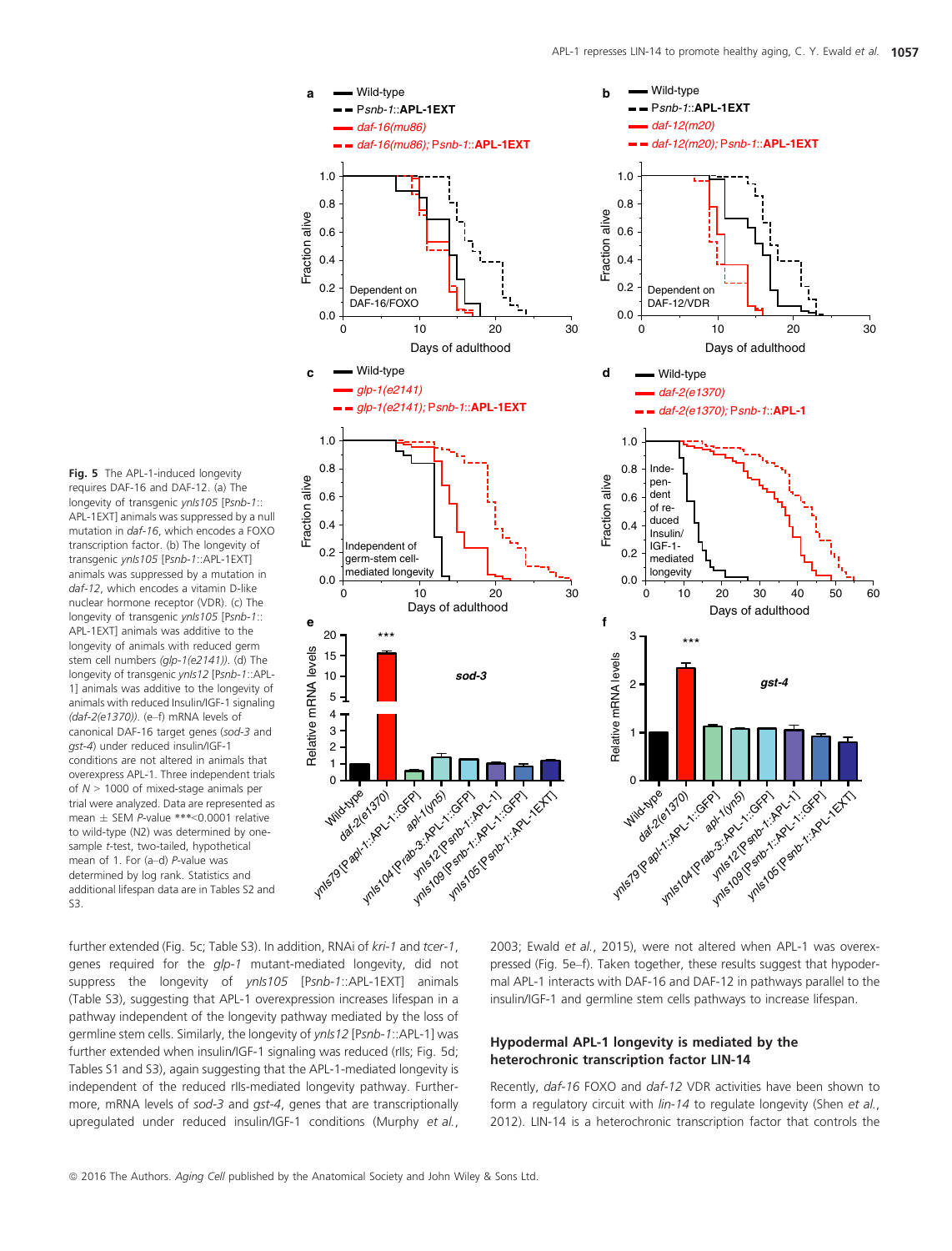**Fig. 5** The APL-1-induced longevity requires DAF-16 and DAF-12. (a) The longevity of transgenic *ynIs105* [P*snb-1*::APL-1EXT] animals was suppressed by a null mutation in *daf-16*, which encodes a FOXO transcription factor. (b) The longevity of transgenic *ynIs105* [P*snb-1*::APL-1EXT] animals was suppressed by a mutation in *daf-12*, which encodes a vitamin D-like nuclear hormone receptor (VDR). (c) The longevity of transgenic *ynIs105* [P*snb-1*::APL-1EXT] animals was additive to the longevity of animals with reduced germ stem cell numbers *(glp-1(e2141))*. (d) The longevity of transgenic *ynIs12* [P*snb-1*::APL-1] animals was additive to the longevity of animals with reduced Insulin/IGF-1 signaling *(daf-2(e1370))*. (e–f) mRNA levels of canonical DAF-16 target genes (*sod-3* and *gst-4*) under reduced insulin/IGF-1 conditions are not altered in animals that overexpress APL-1. Three independent trials of *N* > 1000 of mixed-stage animals per trial were analyzed. Data are represented as mean ± SEM *P*-value ***<0.0001 relative to wild-type (N2) was determined by one-sample *t*-test, two-tailed, hypothetical mean of 1. For (a–d) *P*-value was determined by log rank. Statistics and additional lifespan data are in Tables S2 and S3.

further extended (Fig. 5c; Table S3). In addition, RNAi of *kri-1* and *tcer-1*, genes required for the *glp-1* mutant-mediated longevity, did not suppress the longevity of *ynIs105* [P*snb-1*::APL-1EXT] animals (Table S3), suggesting that APL-1 overexpression increases lifespan in a pathway independent of the longevity pathway mediated by the loss of germline stem cells. Similarly, the longevity of *ynIs12* [P*snb-1*::APL-1] was further extended when insulin/IGF-1 signaling was reduced (rIIs; Fig. 5d; Tables S1 and S3), again suggesting that the APL-1-mediated longevity is independent of the reduced rIIs-mediated longevity pathway. Furthermore, mRNA levels of *sod-3* and *gst-4*, genes that are transcriptionally upregulated under reduced insulin/IGF-1 conditions (Murphy *et al.*, 2003; Ewald *et al.*, 2015), were not altered when APL-1 was overexpressed (Fig. 5e–f). Taken together, these results suggest that hypodermal APL-1 interacts with DAF-16 and DAF-12 in pathways parallel to the insulin/IGF-1 and germline stem cells pathways to increase lifespan.

## Hypodermal APL-1 longevity is mediated by the heterochronic transcription factor LIN-14

Recently, *daf-16* FOXO and *daf-12* VDR activities have been shown to form a regulatory circuit with *lin-14* to regulate longevity (Shen *et al.*, 2012). LIN-14 is a heterochronic transcription factor that controls the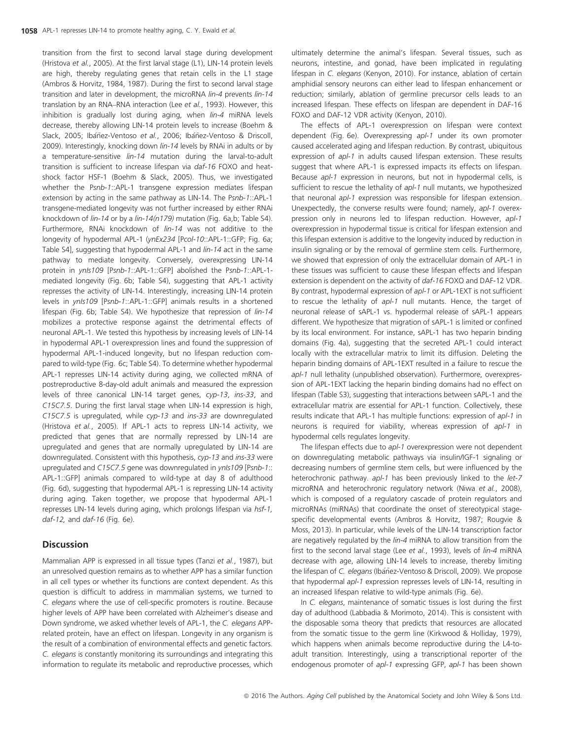transition from the first to second larval stage during development (Hristova *et al.*, 2005). At the first larval stage (L1), LIN-14 protein levels are high, thereby regulating genes that retain cells in the L1 stage (Ambros & Horvitz, 1984, 1987). During the first to second larval stage transition and later in development, the microRNA *lin-4* prevents *lin-14* translation by an RNA–RNA interaction (Lee *et al.*, 1993). However, this inhibition is gradually lost during aging, when *lin-4* miRNA levels decrease, thereby allowing LIN-14 protein levels to increase (Boehm & Slack, 2005; Ibáñez-Ventoso *et al.*, 2006; Ibáñez-Ventoso & Driscoll, 2009). Interestingly, knocking down *lin-14* levels by RNAi in adults or by a temperature-sensitive *lin-14* mutation during the larval-to-adult transition is sufficient to increase lifespan via *daf-16* FOXO and heat-shock factor HSF-1 (Boehm & Slack, 2005). Thus, we investigated whether the P*snb-1*::APL-1 transgene expression mediates lifespan extension by acting in the same pathway as LIN-14. The P*snb-1*::APL-1 transgene-mediated longevity was not further increased by either RNAi knockdown of *lin-14* or by a *lin-14(n179)* mutation (Fig. 6a,b; Table S4). Furthermore, RNAi knockdown of *lin-14* was not additive to the longevity of hypodermal APL-1 (*ynEx234* [P*col-10*::APL-1::GFP; Fig. 6a; Table S4], suggesting that hypodermal APL-1 and *lin-14* act in the same pathway to mediate longevity. Conversely, overexpressing LIN-14 protein in *ynIs109* [P*snb-1*::APL-1::GFP] abolished the P*snb-1*::APL-1-mediated longevity (Fig. 6b; Table S4), suggesting that APL-1 activity represses the activity of LIN-14. Interestingly, increasing LIN-14 protein levels in *ynIs109* [P*snb-1*::APL-1::GFP] animals results in a shortened lifespan (Fig. 6b; Table S4). We hypothesize that repression of *lin-14* mobilizes a protective response against the detrimental effects of neuronal APL-1. We tested this hypothesis by increasing levels of LIN-14 in hypodermal APL-1 overexpression lines and found the suppression of hypodermal APL-1-induced longevity, but no lifespan reduction compared to wild-type (Fig. 6c; Table S4). To determine whether hypodermal APL-1 represses LIN-14 activity during aging, we collected mRNA of postreproductive 8-day-old adult animals and measured the expression levels of three canonical LIN-14 target genes, *cyp-13*, *ins-33*, and *C15C7.5*. During the first larval stage when LIN-14 expression is high, *C15C7.5* is upregulated, while *cyp-13* and *ins-33* are downregulated (Hristova *et al.*, 2005). If APL-1 acts to repress LIN-14 activity, we predicted that genes that are normally repressed by LIN-14 are upregulated and genes that are normally upregulated by LIN-14 are downregulated. Consistent with this hypothesis, *cyp-13* and *ins-33* were upregulated and *C15C7.5* gene was downregulated in *ynIs109* [P*snb-1*::APL-1::GFP] animals compared to wild-type at day 8 of adulthood (Fig. 6d), suggesting that hypodermal APL-1 is repressing LIN-14 activity during aging. Taken together, we propose that hypodermal APL-1 represses LIN-14 levels during aging, which prolongs lifespan via *hsf-1*, *daf-12*, and *daf-16* (Fig. 6e).

## Discussion

Mammalian APP is expressed in all tissue types (Tanzi *et al.*, 1987), but an unresolved question remains as to whether APP has a similar function in all cell types or whether its functions are context dependent. As this question is difficult to address in mammalian systems, we turned to *C. elegans* where the use of cell-specific promoters is routine. Because higher levels of APP have been correlated with Alzheimer's disease and Down syndrome, we asked whether levels of APL-1, the *C. elegans* APP-related protein, have an effect on lifespan. Longevity in any organism is the result of a combination of environmental effects and genetic factors. *C. elegans* is constantly monitoring its surroundings and integrating this information to regulate its metabolic and reproductive processes, which ultimately determine the animal's lifespan. Several tissues, such as neurons, intestine, and gonad, have been implicated in regulating lifespan in *C. elegans* (Kenyon, 2010). For instance, ablation of certain amphidial sensory neurons can either lead to lifespan enhancement or reduction; similarly, ablation of germline precursor cells leads to an increased lifespan. These effects on lifespan are dependent in DAF-16 FOXO and DAF-12 VDR activity (Kenyon, 2010).

The effects of APL-1 overexpression on lifespan were context dependent (Fig. 6e). Overexpressing *apl-1* under its own promoter caused accelerated aging and lifespan reduction. By contrast, ubiquitous expression of *apl-1* in adults caused lifespan extension. These results suggest that where APL-1 is expressed impacts its effects on lifespan. Because *apl-1* expression in neurons, but not in hypodermal cells, is sufficient to rescue the lethality of *apl-1* null mutants, we hypothesized that neuronal *apl-1* expression was responsible for lifespan extension. Unexpectedly, the converse results were found; namely, *apl-1* overexpression only in neurons led to lifespan reduction. However, *apl-1* overexpression in hypodermal tissue is critical for lifespan extension and this lifespan extension is additive to the longevity induced by reduction in insulin signaling or by the removal of germline stem cells. Furthermore, we showed that expression of only the extracellular domain of APL-1 in these tissues was sufficient to cause these lifespan effects and lifespan extension is dependent on the activity of *daf-16* FOXO and DAF-12 VDR. By contrast, hypodermal expression of *apl-1* or APL-1EXT is not sufficient to rescue the lethality of *apl-1* null mutants. Hence, the target of neuronal release of sAPL-1 vs. hypodermal release of sAPL-1 appears different. We hypothesize that migration of sAPL-1 is limited or confined by its local environment. For instance, sAPL-1 has two heparin binding domains (Fig. 4a), suggesting that the secreted APL-1 could interact locally with the extracellular matrix to limit its diffusion. Deleting the heparin binding domains of APL-1EXT resulted in a failure to rescue the *apl-1* null lethality (unpublished observation). Furthermore, overexpression of APL-1EXT lacking the heparin binding domains had no effect on lifespan (Table S3), suggesting that interactions between sAPL-1 and the extracellular matrix are essential for APL-1 function. Collectively, these results indicate that APL-1 has multiple functions: expression of *apl-1* in neurons is required for viability, whereas expression of *apl-1* in hypodermal cells regulates longevity.

The lifespan effects due to *apl-1* overexpression were not dependent on downregulating metabolic pathways via insulin/IGF-1 signaling or decreasing numbers of germline stem cells, but were influenced by the heterochronic pathway. *apl-1* has been previously linked to the *let-7* microRNA and heterochronic regulatory network (Niwa *et al.*, 2008), which is composed of a regulatory cascade of protein regulators and microRNAs (miRNAs) that coordinate the onset of stereotypical stage-specific developmental events (Ambros & Horvitz, 1987; Rougvie & Moss, 2013). In particular, while levels of the LIN-14 transcription factor are negatively regulated by the *lin-4* miRNA to allow transition from the first to the second larval stage (Lee *et al.*, 1993), levels of *lin-4* miRNA decrease with age, allowing LIN-14 levels to increase, thereby limiting the lifespan of *C. elegans* (Ibáñez-Ventoso & Driscoll, 2009). We propose that hypodermal *apl-1* expression represses levels of LIN-14, resulting in an increased lifespan relative to wild-type animals (Fig. 6e).

In *C. elegans*, maintenance of somatic tissues is lost during the first day of adulthood (Labbadia & Morimoto, 2014). This is consistent with the disposable soma theory that predicts that resources are allocated from the somatic tissue to the germ line (Kirkwood & Holliday, 1979), which happens when animals become reproductive during the L4-to-adult transition. Interestingly, using a transcriptional reporter of the endogenous promoter of *apl-1* expressing GFP, *apl-1* has been shown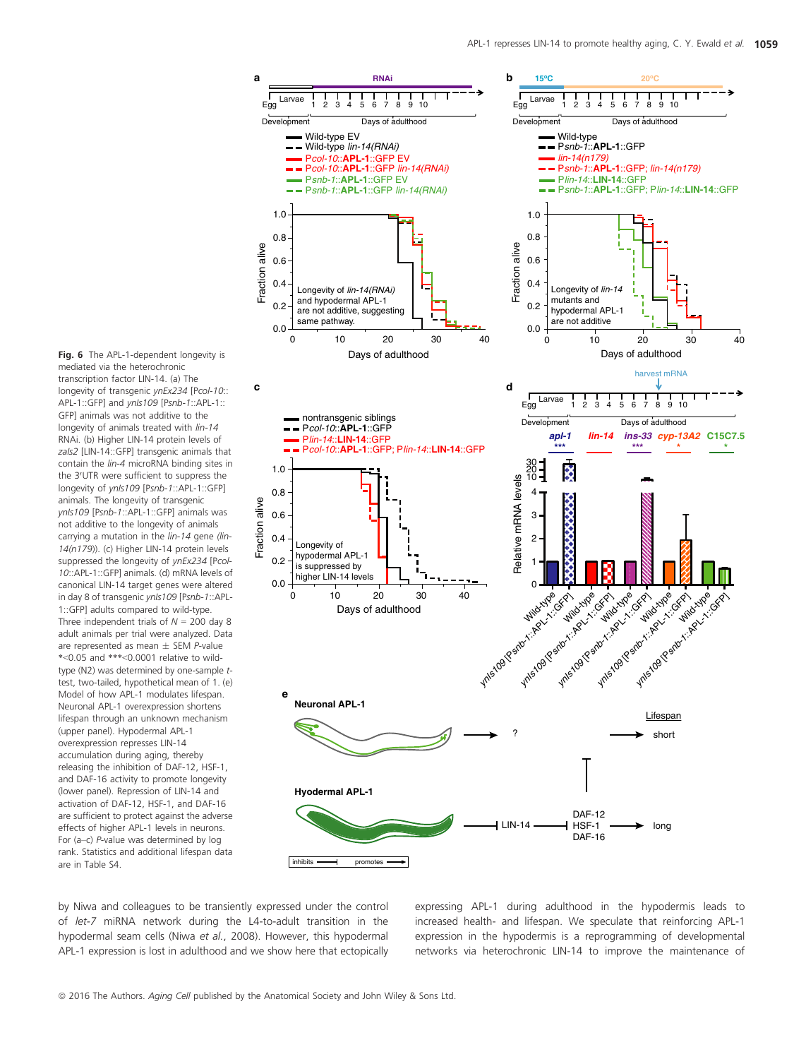**Fig. 6** The APL-1-dependent longevity is mediated via the heterochronic transcription factor LIN-14. (a) The longevity of transgenic *ynEx234* [*Pcol-10*::APL-1::GFP] and *ynIs109* [*Psnb-1*::APL-1::GFP] animals was not additive to the longevity of animals treated with *lin-14* RNAi. (b) Higher LIN-14 protein levels of *zaIs2* [LIN-14::GFP] transgenic animals that contain the *lin-4* microRNA binding sites in the 3′UTR were sufficient to suppress the longevity of *ynIs109* [*Psnb-1*::APL-1::GFP] animals. The longevity of transgenic *ynIs109* [*Psnb-1*::APL-1::GFP] animals was not additive to the longevity of animals carrying a mutation in the *lin-14* gene (*lin-14(n179)*). (c) Higher LIN-14 protein levels suppressed the longevity of *ynEx234* [*Pcol-10*::APL-1::GFP] animals. (d) mRNA levels of canonical LIN-14 target genes were altered in day 8 of transgenic *ynIs109* [*Psnb-1*::APL-1::GFP] adults compared to wild-type. Three independent trials of $N = 200$ day 8 adult animals per trial were analyzed. Data are represented as mean ± SEM *P*-value \*<0.05 and \*\*\*<0.0001 relative to wild-type (N2) was determined by one-sample *t*-test, two-tailed, hypothetical mean of 1. (e) Model of how APL-1 modulates lifespan. Neuronal APL-1 overexpression shortens lifespan through an unknown mechanism (upper panel). Hypodermal APL-1 overexpression represses LIN-14 accumulation during aging, thereby releasing the inhibition of DAF-12, HSF-1, and DAF-16 activity to promote longevity (lower panel). Repression of LIN-14 and activation of DAF-12, HSF-1, and DAF-16 are sufficient to protect against the adverse effects of higher APL-1 levels in neurons. For (a–c) *P*-value was determined by log rank. Statistics and additional lifespan data are in Table S4.

by Niwa and colleagues to be transiently expressed under the control of *let-7* miRNA network during the L4-to-adult transition in the hypodermal seam cells (Niwa *et al.*, 2008). However, this hypodermal APL-1 expression is lost in adulthood and we show here that ectopically expressing APL-1 during adulthood in the hypodermis leads to increased health- and lifespan. We speculate that reinforcing APL-1 expression in the hypodermis is a reprogramming of developmental networks via heterochronic LIN-14 to improve the maintenance of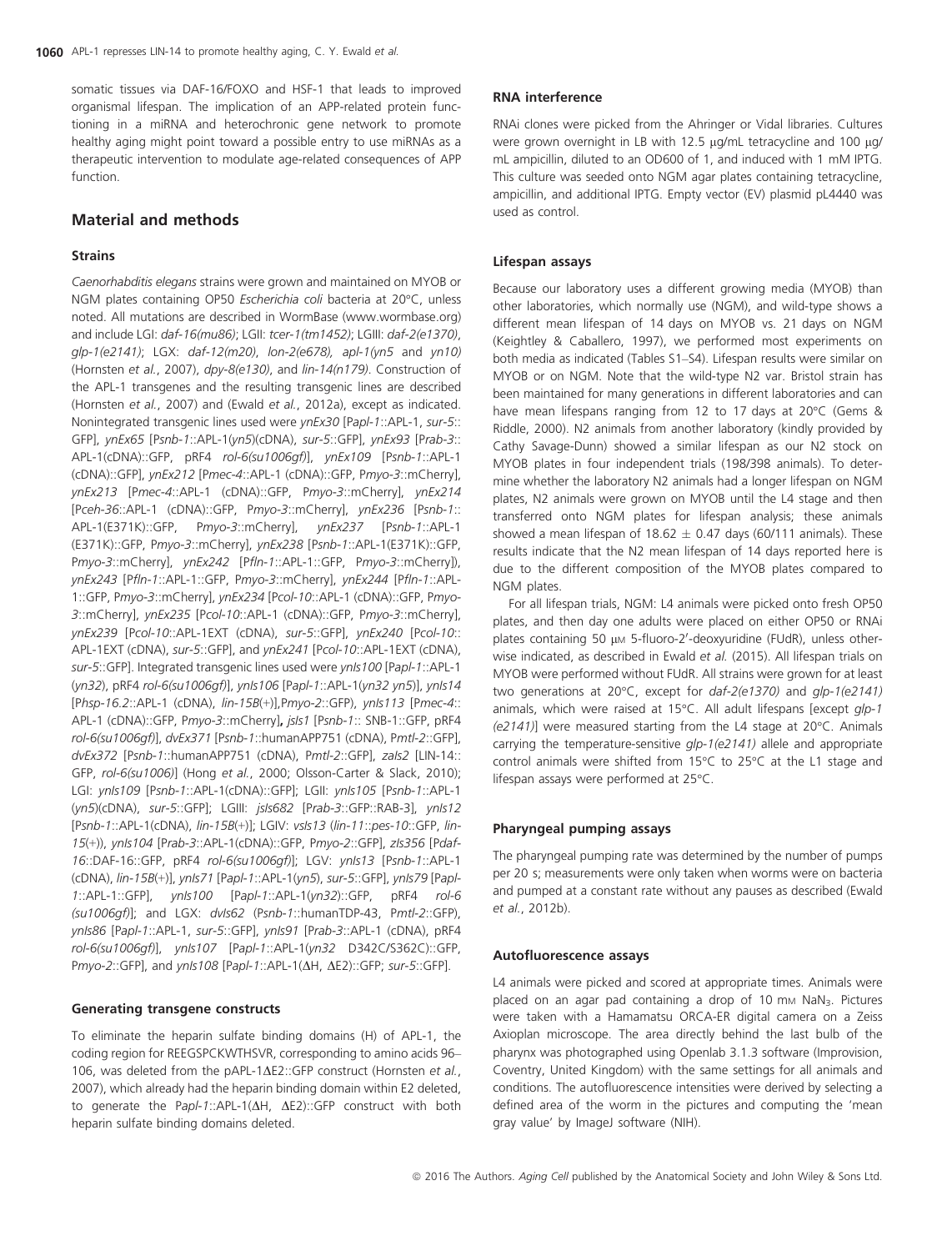somatic tissues via DAF-16/FOXO and HSF-1 that leads to improved organismal lifespan. The implication of an APP-related protein functioning in a miRNA and heterochronic gene network to promote healthy aging might point toward a possible entry to use miRNAs as a therapeutic intervention to modulate age-related consequences of APP function.

## Material and methods

### Strains

*Caenorhabditis elegans* strains were grown and maintained on MYOB or NGM plates containing OP50 *Escherichia coli* bacteria at 20°C, unless noted. All mutations are described in WormBase (www.wormbase.org) and include LGI: *daf-16(mu86)*; LGII: *tcer-1(tm1452)*; LGIII: *daf-2(e1370)*, *glp-1(e2141)*; LGX: *daf-12(m20)*, *lon-2(e678)*, *apl-1(yn5* and *yn10)* (Hornsten *et al.*, 2007), *dpy-8(e130)*, and *lin-14(n179)*. Construction of the APL-1 transgenes and the resulting transgenic lines are described (Hornsten *et al.*, 2007) and (Ewald *et al.*, 2012a), except as indicated. Nonintegrated transgenic lines used were *ynEx30* [P*apl-1*::APL-1, *sur-5*::GFP], *ynEx65* [P*snb-1*::APL-1(*yn5*)(cDNA), *sur-5*::GFP], *ynEx93* [P*rab-3*::APL-1(cDNA)::GFP, pRF4 *rol-6(su1006gf)*], *ynEx109* [P*snb-1*::APL-1 (cDNA)::GFP], *ynEx212* [P*mec-4*::APL-1 (cDNA)::GFP, P*myo-3*::mCherry], *ynEx213* [P*mec-4*::APL-1 (cDNA)::GFP, P*myo-3*::mCherry], *ynEx214* [P*ceh-36*::APL-1 (cDNA)::GFP, P*myo-3*::mCherry], *ynEx236* [P*snb-1*::APL-1(E371K)::GFP, P*myo-3*::mCherry], *ynEx237* [P*snb-1*::APL-1 (E371K)::GFP, P*myo-3*::mCherry], *ynEx238* [P*snb-1*::APL-1(E371K)::GFP, P*myo-3*::mCherry], *ynEx242* [P*fln-1*::APL-1::GFP, P*myo-3*::mCherry]), *ynEx243* [P*fln-1*::APL-1::GFP, P*myo-3*::mCherry], *ynEx244* [P*fln-1*::APL-1::GFP, P*myo-3*::mCherry], *ynEx234* [P*col-10*::APL-1 (cDNA)::GFP, P*myo-3*::mCherry], *ynEx235* [P*col-10*::APL-1 (cDNA)::GFP, P*myo-3*::mCherry], *ynEx239* [P*col-10*::APL-1EXT (cDNA), *sur-5*::GFP], *ynEx240* [P*col-10*::APL-1EXT (cDNA), *sur-5*::GFP], and *ynEx241* [P*col-10*::APL-1EXT (cDNA), *sur-5*::GFP]. Integrated transgenic lines used were *ynIs100* [P*apl-1*::APL-1 (*yn32*), pRF4 *rol-6(su1006gf)*], *ynIs106* [P*apl-1*::APL-1(*yn32 yn5*)], *ynIs14* [P*hsp-16.2*::APL-1 (cDNA), *lin-15B*(+)],P*myo-2*::GFP), *ynIs113* [P*mec-4*::APL-1 (cDNA)::GFP, P*myo-3*::mCherry], *jsIs1* [P*snb-1*:: SNB-1::GFP, pRF4 *rol-6(su1006gf)*], *dvEx371* [P*snb-1*::humanAPP751 (cDNA), P*mtl-2*::GFP], *dvEx372* [P*snb-1*::humanAPP751 (cDNA), P*mtl-2*::GFP], *zaIs2* [LIN-14::GFP, *rol-6(su1006)*] (Hong *et al.*, 2000; Olsson-Carter & Slack, 2010); LGI: *ynIs109* [P*snb-1*::APL-1(cDNA)::GFP]; LGII: *ynIs105* [P*snb-1*::APL-1 (*yn5*)(cDNA), *sur-5*::GFP]; LGIII: *jsIs682* [P*rab-3*::GFP::RAB-3], *ynIs12* [P*snb-1*::APL-1(cDNA), *lin-15B*(+)]; LGIV: *vsIs13* (*lin-11*::*pes-10*::GFP, *lin-15*(+)), *ynIs104* [P*rab-3*::APL-1(cDNA)::GFP, P*myo-2*::GFP], *zIs356* [P*daf-16*::DAF-16::GFP, pRF4 *rol-6(su1006gf)*]; LGV: *ynIs13* [P*snb-1*::APL-1 (cDNA), *lin-15B*(+)], *ynIs71* [P*apl-1*::APL-1(*yn5*), *sur-5*::GFP], *ynIs79* [P*apl-1*::APL-1::GFP], *ynIs100* [P*apl-1*::APL-1(*yn32*)::GFP, pRF4 *rol-6 (su1006gf)*]; and LGX: *dvIs62* (P*snb-1*::humanTDP-43, P*mtl-2*::GFP), *ynIs86* [P*apl-1*::APL-1, *sur-5*::GFP], *ynIs91* [P*rab-3*::APL-1 (cDNA), pRF4 *rol-6(su1006gf)*], *ynIs107* [P*apl-1*::APL-1(*yn32* D342C/S362C)::GFP, P*myo-2*::GFP], and *ynIs108* [P*apl-1*::APL-1(ΔH, ΔE2)::GFP; *sur-5*::GFP].

### Generating transgene constructs

To eliminate the heparin sulfate binding domains (H) of APL-1, the coding region for REEGSPCKWTHSVR, corresponding to amino acids 96–106, was deleted from the pAPL-1ΔE2::GFP construct (Hornsten *et al.*, 2007), which already had the heparin binding domain within E2 deleted, to generate the P*apl-1*::APL-1(ΔH, ΔE2)::GFP construct with both heparin sulfate binding domains deleted.

### RNA interference

RNAi clones were picked from the Ahringer or Vidal libraries. Cultures were grown overnight in LB with 12.5 μg/mL tetracycline and 100 μg/mL ampicillin, diluted to an OD600 of 1, and induced with 1 mM IPTG. This culture was seeded onto NGM agar plates containing tetracycline, ampicillin, and additional IPTG. Empty vector (EV) plasmid pL4440 was used as control.

### Lifespan assays

Because our laboratory uses a different growing media (MYOB) than other laboratories, which normally use (NGM), and wild-type shows a different mean lifespan of 14 days on MYOB vs. 21 days on NGM (Keightley & Caballero, 1997), we performed most experiments on both media as indicated (Tables S1–S4). Lifespan results were similar on MYOB or on NGM. Note that the wild-type N2 var. Bristol strain has been maintained for many generations in different laboratories and can have mean lifespans ranging from 12 to 17 days at 20°C (Gems & Riddle, 2000). N2 animals from another laboratory (kindly provided by Cathy Savage-Dunn) showed a similar lifespan as our N2 stock on MYOB plates in four independent trials (198/398 animals). To determine whether the laboratory N2 animals had a longer lifespan on NGM plates, N2 animals were grown on MYOB until the L4 stage and then transferred onto NGM plates for lifespan analysis; these animals showed a mean lifespan of $18.62 \pm 0.47$ days (60/111 animals). These results indicate that the N2 mean lifespan of 14 days reported here is due to the different composition of the MYOB plates compared to NGM plates.

For all lifespan trials, NGM: L4 animals were picked onto fresh OP50 plates, and then day one adults were placed on either OP50 or RNAi plates containing 50 μM 5-fluoro-2′-deoxyuridine (FUdR), unless otherwise indicated, as described in Ewald *et al.* (2015). All lifespan trials on MYOB were performed without FUdR. All strains were grown for at least two generations at 20°C, except for *daf-2(e1370)* and *glp-1(e2141)* animals, which were raised at 15°C. All adult lifespans [except *glp-1 (e2141)*] were measured starting from the L4 stage at 20°C. Animals carrying the temperature-sensitive *glp-1(e2141)* allele and appropriate control animals were shifted from 15°C to 25°C at the L1 stage and lifespan assays were performed at 25°C.

### Pharyngeal pumping assays

The pharyngeal pumping rate was determined by the number of pumps per 20 s; measurements were only taken when worms were on bacteria and pumped at a constant rate without any pauses as described (Ewald *et al.*, 2012b).

### Autofluorescence assays

L4 animals were picked and scored at appropriate times. Animals were placed on an agar pad containing a drop of 10 mM $NaN_3$. Pictures were taken with a Hamamatsu ORCA-ER digital camera on a Zeiss Axioplan microscope. The area directly behind the last bulb of the pharynx was photographed using Openlab 3.1.3 software (Improvision, Coventry, United Kingdom) with the same settings for all animals and conditions. The autofluorescence intensities were derived by selecting a defined area of the worm in the pictures and computing the 'mean gray value' by ImageJ software (NIH).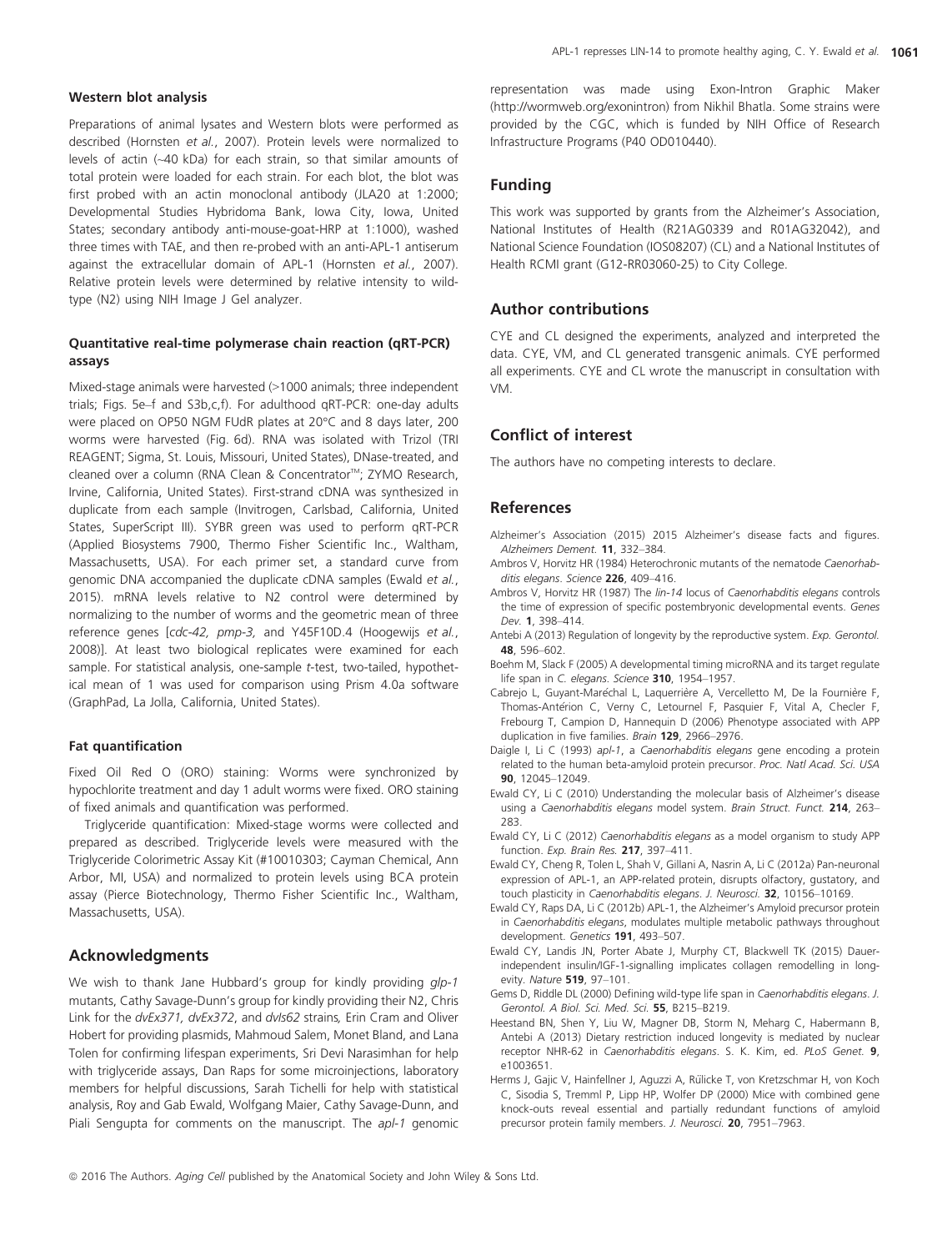#### Western blot analysis

Preparations of animal lysates and Western blots were performed as described (Hornsten *et al.*, 2007). Protein levels were normalized to levels of actin (~40 kDa) for each strain, so that similar amounts of total protein were loaded for each strain. For each blot, the blot was first probed with an actin monoclonal antibody (JLA20 at 1:2000; Developmental Studies Hybridoma Bank, Iowa City, Iowa, United States; secondary antibody anti-mouse-goat-HRP at 1:1000), washed three times with TAE, and then re-probed with an anti-APL-1 antiserum against the extracellular domain of APL-1 (Hornsten *et al.*, 2007). Relative protein levels were determined by relative intensity to wild-type (N2) using NIH Image J Gel analyzer.

#### Quantitative real-time polymerase chain reaction (qRT-PCR) assays

Mixed-stage animals were harvested (>1000 animals; three independent trials; Figs. 5e–f and S3b,c,f). For adulthood qRT-PCR: one-day adults were placed on OP50 NGM FUdR plates at 20°C and 8 days later, 200 worms were harvested (Fig. 6d). RNA was isolated with Trizol (TRI REAGENT; Sigma, St. Louis, Missouri, United States), DNase-treated, and cleaned over a column (RNA Clean & Concentrator™; ZYMO Research, Irvine, California, United States). First-strand cDNA was synthesized in duplicate from each sample (Invitrogen, Carlsbad, California, United States, SuperScript III). SYBR green was used to perform qRT-PCR (Applied Biosystems 7900, Thermo Fisher Scientific Inc., Waltham, Massachusetts, USA). For each primer set, a standard curve from genomic DNA accompanied the duplicate cDNA samples (Ewald *et al.*, 2015). mRNA levels relative to N2 control were determined by normalizing to the number of worms and the geometric mean of three reference genes [*cdc-42, pmp-3,* and Y45F10D.4 (Hoogewijs *et al.*, 2008)]. At least two biological replicates were examined for each sample. For statistical analysis, one-sample *t*-test, two-tailed, hypothetical mean of 1 was used for comparison using Prism 4.0a software (GraphPad, La Jolla, California, United States).

#### Fat quantification

Fixed Oil Red O (ORO) staining: Worms were synchronized by hypochlorite treatment and day 1 adult worms were fixed. ORO staining of fixed animals and quantification was performed.

Triglyceride quantification: Mixed-stage worms were collected and prepared as described. Triglyceride levels were measured with the Triglyceride Colorimetric Assay Kit (#10010303; Cayman Chemical, Ann Arbor, MI, USA) and normalized to protein levels using BCA protein assay (Pierce Biotechnology, Thermo Fisher Scientific Inc., Waltham, Massachusetts, USA).

## Acknowledgments

We wish to thank Jane Hubbard's group for kindly providing *glp-1* mutants, Cathy Savage-Dunn's group for kindly providing their N2, Chris Link for the *dvEx371, dvEx372*, and *dvIs62* strains*,* Erin Cram and Oliver Hobert for providing plasmids, Mahmoud Salem, Monet Bland, and Lana Tolen for confirming lifespan experiments, Sri Devi Narasimhan for help with triglyceride assays, Dan Raps for some microinjections, laboratory members for helpful discussions, Sarah Tichelli for help with statistical analysis, Roy and Gab Ewald, Wolfgang Maier, Cathy Savage-Dunn, and Piali Sengupta for comments on the manuscript. The *apl-1* genomic representation was made using Exon-Intron Graphic Maker (http://wormweb.org/exonintron) from Nikhil Bhatla. Some strains were provided by the CGC, which is funded by NIH Office of Research Infrastructure Programs (P40 OD010440).

## Funding

This work was supported by grants from the Alzheimer's Association, National Institutes of Health (R21AG0339 and R01AG32042), and National Science Foundation (IOS08207) (CL) and a National Institutes of Health RCMI grant (G12-RR03060-25) to City College.

## Author contributions

CYE and CL designed the experiments, analyzed and interpreted the data. CYE, VM, and CL generated transgenic animals. CYE performed all experiments. CYE and CL wrote the manuscript in consultation with VM.

## Conflict of interest

The authors have no competing interests to declare.

## References

Alzheimer's Association (2015) 2015 Alzheimer's disease facts and figures. *Alzheimers Dement.* **11**, 332–384.

Ambros V, Horvitz HR (1984) Heterochronic mutants of the nematode *Caenorhabditis elegans*. *Science* **226**, 409–416.

Ambros V, Horvitz HR (1987) The *lin-14* locus of *Caenorhabditis elegans* controls the time of expression of specific postembryonic developmental events. *Genes Dev.* **1**, 398–414.

Antebi A (2013) Regulation of longevity by the reproductive system. *Exp. Gerontol.* **48**, 596–602.

Boehm M, Slack F (2005) A developmental timing microRNA and its target regulate life span in *C. elegans*. *Science* **310**, 1954–1957.

Cabrejo L, Guyant-Maréchal L, Laquerrière A, Vercelletto M, De la Fournière F, Thomas-Antérion C, Verny C, Letournel F, Pasquier F, Vital A, Checler F, Frebourg T, Campion D, Hannequin D (2006) Phenotype associated with APP duplication in five families. *Brain* **129**, 2966–2976.

Daigle I, Li C (1993) *apl-1*, a *Caenorhabditis elegans* gene encoding a protein related to the human beta-amyloid protein precursor. *Proc. Natl Acad. Sci. USA* **90**, 12045–12049.

Ewald CY, Li C (2010) Understanding the molecular basis of Alzheimer's disease using a *Caenorhabditis elegans* model system. *Brain Struct. Funct.* **214**, 263–283.

Ewald CY, Li C (2012) *Caenorhabditis elegans* as a model organism to study APP function. *Exp. Brain Res.* **217**, 397–411.

Ewald CY, Cheng R, Tolen L, Shah V, Gillani A, Nasrin A, Li C (2012a) Pan-neuronal expression of APL-1, an APP-related protein, disrupts olfactory, gustatory, and touch plasticity in *Caenorhabditis elegans*. *J. Neurosci.* **32**, 10156–10169.

Ewald CY, Raps DA, Li C (2012b) APL-1, the Alzheimer's Amyloid precursor protein in *Caenorhabditis elegans*, modulates multiple metabolic pathways throughout development. *Genetics* **191**, 493–507.

Ewald CY, Landis JN, Porter Abate J, Murphy CT, Blackwell TK (2015) Dauer-independent insulin/IGF-1-signalling implicates collagen remodelling in longevity. *Nature* **519**, 97–101.

Gems D, Riddle DL (2000) Defining wild-type life span in *Caenorhabditis elegans*. *J. Gerontol. A Biol. Sci. Med. Sci.* **55**, B215–B219.

Heestand BN, Shen Y, Liu W, Magner DB, Storm N, Meharg C, Habermann B, Antebi A (2013) Dietary restriction induced longevity is mediated by nuclear receptor NHR-62 in *Caenorhabditis elegans*. S. K. Kim, ed. *PLoS Genet.* **9**, e1003651.

Herms J, Gajic V, Hainfellner J, Aguzzi A, Rülicke T, von Kretzschmar H, von Koch C, Sisodia S, Tremml P, Lipp HP, Wolfer DP (2000) Mice with combined gene knock-outs reveal essential and partially redundant functions of amyloid precursor protein family members. *J. Neurosci.* **20**, 7951–7963.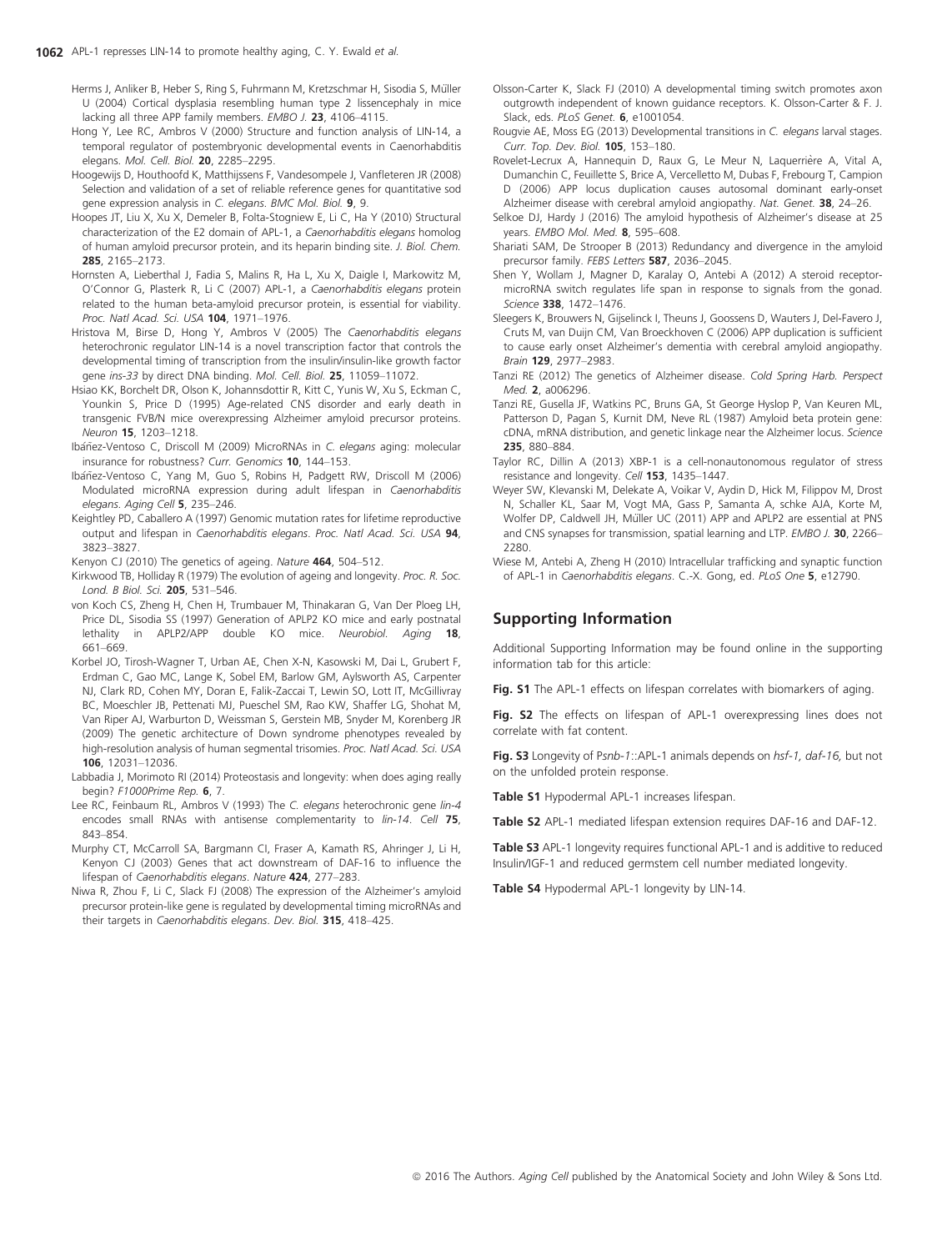Herms J, Anliker B, Heber S, Ring S, Fuhrmann M, Kretzschmar H, Sisodia S, Müller U (2004) Cortical dysplasia resembling human type 2 lissencephaly in mice lacking all three APP family members. *EMBO J.* **23**, 4106–4115.

Hong Y, Lee RC, Ambros V (2000) Structure and function analysis of LIN-14, a temporal regulator of postembryonic developmental events in Caenorhabditis elegans. *Mol. Cell. Biol.* **20**, 2285–2295.

Hoogewijs D, Houthoofd K, Matthijssens F, Vandesompele J, Vanfleteren JR (2008) Selection and validation of a set of reliable reference genes for quantitative sod gene expression analysis in *C. elegans*. *BMC Mol. Biol.* **9**, 9.

Hoopes JT, Liu X, Xu X, Demeler B, Folta-Stogniew E, Li C, Ha Y (2010) Structural characterization of the E2 domain of APL-1, a *Caenorhabditis elegans* homolog of human amyloid precursor protein, and its heparin binding site. *J. Biol. Chem.* **285**, 2165–2173.

Hornsten A, Lieberthal J, Fadia S, Malins R, Ha L, Xu X, Daigle I, Markowitz M, O'Connor G, Plasterk R, Li C (2007) APL-1, a *Caenorhabditis elegans* protein related to the human beta-amyloid precursor protein, is essential for viability. *Proc. Natl Acad. Sci. USA* **104**, 1971–1976.

Hristova M, Birse D, Hong Y, Ambros V (2005) The *Caenorhabditis elegans* heterochronic regulator LIN-14 is a novel transcription factor that controls the developmental timing of transcription from the insulin/insulin-like growth factor gene *ins-33* by direct DNA binding. *Mol. Cell. Biol.* **25**, 11059–11072.

Hsiao KK, Borchelt DR, Olson K, Johannsdottir R, Kitt C, Yunis W, Xu S, Eckman C, Younkin S, Price D (1995) Age-related CNS disorder and early death in transgenic FVB/N mice overexpressing Alzheimer amyloid precursor proteins. *Neuron* **15**, 1203–1218.

Ibáñez-Ventoso C, Driscoll M (2009) MicroRNAs in *C. elegans* aging: molecular insurance for robustness? *Curr. Genomics* **10**, 144–153.

Ibáñez-Ventoso C, Yang M, Guo S, Robins H, Padgett RW, Driscoll M (2006) Modulated microRNA expression during adult lifespan in *Caenorhabditis elegans*. *Aging Cell* **5**, 235–246.

Keightley PD, Caballero A (1997) Genomic mutation rates for lifetime reproductive output and lifespan in *Caenorhabditis elegans*. *Proc. Natl Acad. Sci. USA* **94**, 3823–3827.

Kenyon CJ (2010) The genetics of ageing. *Nature* **464**, 504–512.

Kirkwood TB, Holliday R (1979) The evolution of ageing and longevity. *Proc. R. Soc. Lond. B Biol. Sci.* **205**, 531–546.

von Koch CS, Zheng H, Chen H, Trumbauer M, Thinakaran G, Van Der Ploeg LH, Price DL, Sisodia SS (1997) Generation of APLP2 KO mice and early postnatal lethality in APLP2/APP double KO mice. *Neurobiol. Aging* **18**, 661–669.

Korbel JO, Tirosh-Wagner T, Urban AE, Chen X-N, Kasowski M, Dai L, Grubert F, Erdman C, Gao MC, Lange K, Sobel EM, Barlow GM, Aylsworth AS, Carpenter NJ, Clark RD, Cohen MY, Doran E, Falik-Zaccai T, Lewin SO, Lott IT, McGillivray BC, Moeschler JB, Pettenati MJ, Pueschel SM, Rao KW, Shaffer LG, Shohat M, Van Riper AJ, Warburton D, Weissman S, Gerstein MB, Snyder M, Korenberg JR (2009) The genetic architecture of Down syndrome phenotypes revealed by high-resolution analysis of human segmental trisomies. *Proc. Natl Acad. Sci. USA* **106**, 12031–12036.

Labbadia J, Morimoto RI (2014) Proteostasis and longevity: when does aging really begin? *F1000Prime Rep.* **6**, 7.

Lee RC, Feinbaum RL, Ambros V (1993) The *C. elegans* heterochronic gene *lin-4* encodes small RNAs with antisense complementarity to *lin-14*. *Cell* **75**, 843–854.

Murphy CT, McCarroll SA, Bargmann CI, Fraser A, Kamath RS, Ahringer J, Li H, Kenyon CJ (2003) Genes that act downstream of DAF-16 to influence the lifespan of *Caenorhabditis elegans*. *Nature* **424**, 277–283.

Niwa R, Zhou F, Li C, Slack FJ (2008) The expression of the Alzheimer's amyloid precursor protein-like gene is regulated by developmental timing microRNAs and their targets in *Caenorhabditis elegans*. *Dev. Biol.* **315**, 418–425.

Olsson-Carter K, Slack FJ (2010) A developmental timing switch promotes axon outgrowth independent of known guidance receptors. K. Olsson-Carter & F. J. Slack, eds. *PLoS Genet.* **6**, e1001054.

Rougvie AE, Moss EG (2013) Developmental transitions in *C. elegans* larval stages. *Curr. Top. Dev. Biol.* **105**, 153–180.

Rovelet-Lecrux A, Hannequin D, Raux G, Le Meur N, Laquerrière A, Vital A, Dumanchin C, Feuillette S, Brice A, Vercelletto M, Dubas F, Frebourg T, Campion D (2006) APP locus duplication causes autosomal dominant early-onset Alzheimer disease with cerebral amyloid angiopathy. *Nat. Genet.* **38**, 24–26.

Selkoe DJ, Hardy J (2016) The amyloid hypothesis of Alzheimer's disease at 25 years. *EMBO Mol. Med.* **8**, 595–608.

Shariati SAM, De Strooper B (2013) Redundancy and divergence in the amyloid precursor family. *FEBS Letters* **587**, 2036–2045.

Shen Y, Wollam J, Magner D, Karalay O, Antebi A (2012) A steroid receptor-microRNA switch regulates life span in response to signals from the gonad. *Science* **338**, 1472–1476.

Sleegers K, Brouwers N, Gijselinck I, Theuns J, Goossens D, Wauters J, Del-Favero J, Cruts M, van Duijn CM, Van Broeckhoven C (2006) APP duplication is sufficient to cause early onset Alzheimer's dementia with cerebral amyloid angiopathy. *Brain* **129**, 2977–2983.

Tanzi RE (2012) The genetics of Alzheimer disease. *Cold Spring Harb. Perspect Med.* **2**, a006296.

Tanzi RE, Gusella JF, Watkins PC, Bruns GA, St George Hyslop P, Van Keuren ML, Patterson D, Pagan S, Kurnit DM, Neve RL (1987) Amyloid beta protein gene: cDNA, mRNA distribution, and genetic linkage near the Alzheimer locus. *Science* **235**, 880–884.

Taylor RC, Dillin A (2013) XBP-1 is a cell-nonautonomous regulator of stress resistance and longevity. *Cell* **153**, 1435–1447.

Weyer SW, Klevanski M, Delekate A, Voikar V, Aydin D, Hick M, Filippov M, Drost N, Schaller KL, Saar M, Vogt MA, Gass P, Samanta A, schke AJA, Korte M, Wolfer DP, Caldwell JH, Müller UC (2011) APP and APLP2 are essential at PNS and CNS synapses for transmission, spatial learning and LTP. *EMBO J.* **30**, 2266–2280.

Wiese M, Antebi A, Zheng H (2010) Intracellular trafficking and synaptic function of APL-1 in *Caenorhabditis elegans*. C.-X. Gong, ed. *PLoS One* **5**, e12790.

## Supporting Information

Additional Supporting Information may be found online in the supporting information tab for this article:

**Fig. S1** The APL-1 effects on lifespan correlates with biomarkers of aging.

**Fig. S2** The effects on lifespan of APL-1 overexpressing lines does not correlate with fat content.

**Fig. S3** Longevity of P*snb-1*::APL-1 animals depends on *hsf-1, daf-16,* but not on the unfolded protein response.

**Table S1** Hypodermal APL-1 increases lifespan.

**Table S2** APL-1 mediated lifespan extension requires DAF-16 and DAF-12.

**Table S3** APL-1 longevity requires functional APL-1 and is additive to reduced Insulin/IGF-1 and reduced germstem cell number mediated longevity.

**Table S4** Hypodermal APL-1 longevity by LIN-14.